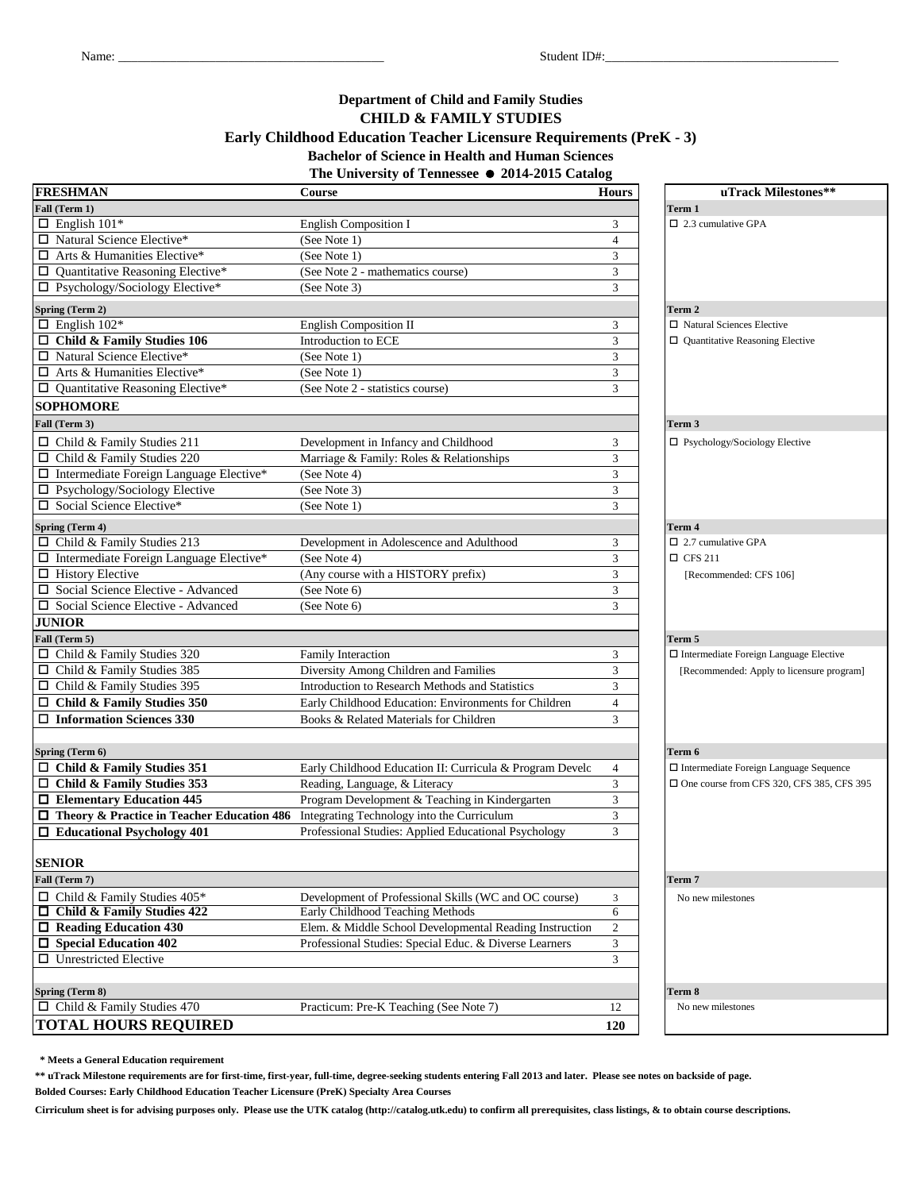Name: ________________________________________ Student ID#:___________________________________

**Department of Child and Family Studies**
**CHILD & FAMILY STUDIES**
**Early Childhood Education Teacher Licensure Requirements (PreK - 3)**
**Bachelor of Science in Health and Human Sciences**
**The University of Tennessee ● 2014-2015 Catalog**

| FRESHMAN | Course | Hours | uTrack Milestones** |
|---|---|---|---|
| **Fall (Term 1)** | | | **Term 1** |
| ☐ English 101* | English Composition I | 3 | ☐ 2.3 cumulative GPA |
| ☐ Natural Science Elective* | (See Note 1) | 4 | |
| ☐ Arts & Humanities Elective* | (See Note 1) | 3 | |
| ☐ Quantitative Reasoning Elective* | (See Note 2 - mathematics course) | 3 | |
| ☐ Psychology/Sociology Elective* | (See Note 3) | 3 | |
| **Spring (Term 2)** | | | **Term 2** |
| ☐ English 102* | English Composition II | 3 | ☐ Natural Sciences Elective |
| ☐ **Child & Family Studies 106** | Introduction to ECE | 3 | ☐ Quantitative Reasoning Elective |
| ☐ Natural Science Elective* | (See Note 1) | 3 | |
| ☐ Arts & Humanities Elective* | (See Note 1) | 3 | |
| ☐ Quantitative Reasoning Elective* | (See Note 2 - statistics course) | 3 | |
| **SOPHOMORE** | | | |
| **Fall (Term 3)** | | | **Term 3** |
| ☐ Child & Family Studies 211 | Development in Infancy and Childhood | 3 | ☐ Psychology/Sociology Elective |
| ☐ Child & Family Studies 220 | Marriage & Family: Roles & Relationships | 3 | |
| ☐ Intermediate Foreign Language Elective* | (See Note 4) | 3 | |
| ☐ Psychology/Sociology Elective | (See Note 3) | 3 | |
| ☐ Social Science Elective* | (See Note 1) | 3 | |
| **Spring (Term 4)** | | | **Term 4** |
| ☐ Child & Family Studies 213 | Development in Adolescence and Adulthood | 3 | ☐ 2.7 cumulative GPA |
| ☐ Intermediate Foreign Language Elective* | (See Note 4) | 3 | ☐ CFS 211 |
| ☐ History Elective | (Any course with a HISTORY prefix) | 3 | [Recommended: CFS 106] |
| ☐ Social Science Elective - Advanced | (See Note 6) | 3 | |
| ☐ Social Science Elective - Advanced | (See Note 6) | 3 | |
| **JUNIOR** | | | |
| **Fall (Term 5)** | | | **Term 5** |
| ☐ Child & Family Studies 320 | Family Interaction | 3 | ☐ Intermediate Foreign Language Elective |
| ☐ Child & Family Studies 385 | Diversity Among Children and Families | 3 | [Recommended: Apply to licensure program] |
| ☐ Child & Family Studies 395 | Introduction to Research Methods and Statistics | 3 | |
| ☐ **Child & Family Studies 350** | Early Childhood Education: Environments for Children | 4 | |
| ☐ **Information Sciences 330** | Books & Related Materials for Children | 3 | |
| **Spring (Term 6)** | | | **Term 6** |
| ☐ **Child & Family Studies 351** | Early Childhood Education II: Curricula & Program Develc | 4 | ☐ Intermediate Foreign Language Sequence |
| ☐ **Child & Family Studies 353** | Reading, Language, & Literacy | 3 | ☐ One course from CFS 320, CFS 385, CFS 395 |
| ☐ **Elementary Education 445** | Program Development & Teaching in Kindergarten | 3 | |
| ☐ **Theory & Practice in Teacher Education 486** | Integrating Technology into the Curriculum | 3 | |
| ☐ **Educational Psychology 401** | Professional Studies: Applied Educational Psychology | 3 | |
| **SENIOR** | | | |
| **Fall (Term 7)** | | | **Term 7** |
| ☐ Child & Family Studies 405* | Development of Professional Skills (WC and OC course) | 3 | No new milestones |
| ☐ **Child & Family Studies 422** | Early Childhood Teaching Methods | 6 | |
| ☐ **Reading Education 430** | Elem. & Middle School Developmental Reading Instruction | 2 | |
| ☐ **Special Education 402** | Professional Studies: Special Educ. & Diverse Learners | 3 | |
| ☐ Unrestricted Elective | | 3 | |
| **Spring (Term 8)** | | | **Term 8** |
| ☐ Child & Family Studies 470 | Practicum: Pre-K Teaching (See Note 7) | 12 | No new milestones |
| **TOTAL HOURS REQUIRED** | | **120** | |

**\* Meets a General Education requirement**

**\*\* uTrack Milestone requirements are for first-time, first-year, full-time, degree-seeking students entering Fall 2013 and later. Please see notes on backside of page.**

**Bolded Courses: Early Childhood Education Teacher Licensure (PreK) Specialty Area Courses**

**Cirriculum sheet is for advising purposes only. Please use the UTK catalog (http://catalog.utk.edu) to confirm all prerequisites, class listings, & to obtain course descriptions.**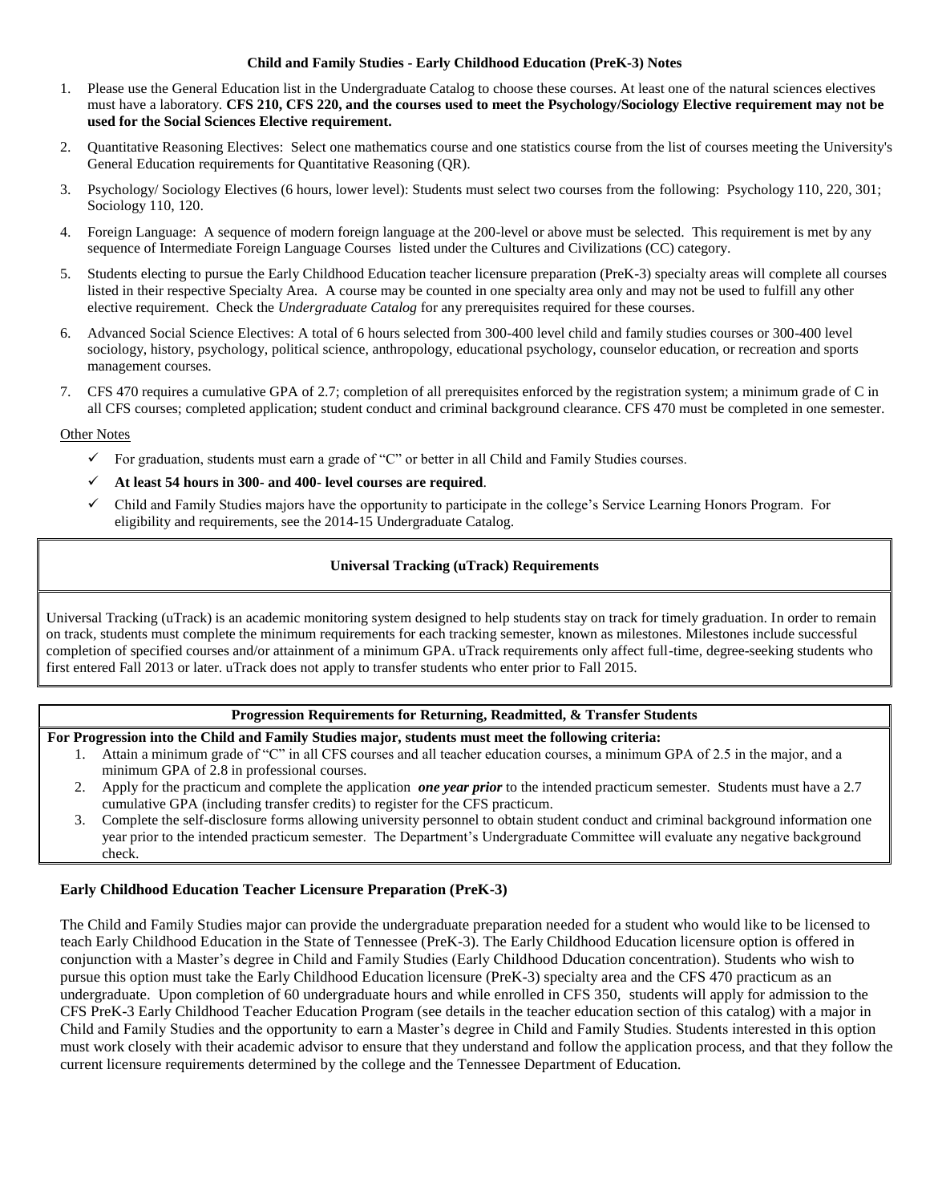### Child and Family Studies - Early Childhood Education (PreK-3) Notes

1. Please use the General Education list in the Undergraduate Catalog to choose these courses. At least one of the natural sciences electives must have a laboratory. **CFS 210, CFS 220, and the courses used to meet the Psychology/Sociology Elective requirement may not be used for the Social Sciences Elective requirement.**
2. Quantitative Reasoning Electives: Select one mathematics course and one statistics course from the list of courses meeting the University's General Education requirements for Quantitative Reasoning (QR).
3. Psychology/ Sociology Electives (6 hours, lower level): Students must select two courses from the following: Psychology 110, 220, 301; Sociology 110, 120.
4. Foreign Language: A sequence of modern foreign language at the 200-level or above must be selected. This requirement is met by any sequence of Intermediate Foreign Language Courses listed under the Cultures and Civilizations (CC) category.
5. Students electing to pursue the Early Childhood Education teacher licensure preparation (PreK-3) specialty areas will complete all courses listed in their respective Specialty Area. A course may be counted in one specialty area only and may not be used to fulfill any other elective requirement. Check the *Undergraduate Catalog* for any prerequisites required for these courses.
6. Advanced Social Science Electives: A total of 6 hours selected from 300-400 level child and family studies courses or 300-400 level sociology, history, psychology, political science, anthropology, educational psychology, counselor education, or recreation and sports management courses.
7. CFS 470 requires a cumulative GPA of 2.7; completion of all prerequisites enforced by the registration system; a minimum grade of C in all CFS courses; completed application; student conduct and criminal background clearance. CFS 470 must be completed in one semester.

Other Notes

- ✓ For graduation, students must earn a grade of "C" or better in all Child and Family Studies courses.
- ✓ **At least 54 hours in 300- and 400- level courses are required**.
- ✓ Child and Family Studies majors have the opportunity to participate in the college's Service Learning Honors Program. For eligibility and requirements, see the 2014-15 Undergraduate Catalog.

### Universal Tracking (uTrack) Requirements

Universal Tracking (uTrack) is an academic monitoring system designed to help students stay on track for timely graduation. In order to remain on track, students must complete the minimum requirements for each tracking semester, known as milestones. Milestones include successful completion of specified courses and/or attainment of a minimum GPA. uTrack requirements only affect full-time, degree-seeking students who first entered Fall 2013 or later. uTrack does not apply to transfer students who enter prior to Fall 2015.

### Progression Requirements for Returning, Readmitted, & Transfer Students

**For Progression into the Child and Family Studies major, students must meet the following criteria:**

1. Attain a minimum grade of "C" in all CFS courses and all teacher education courses, a minimum GPA of 2.5 in the major, and a minimum GPA of 2.8 in professional courses.
2. Apply for the practicum and complete the application ***one year prior*** to the intended practicum semester. Students must have a 2.7 cumulative GPA (including transfer credits) to register for the CFS practicum.
3. Complete the self-disclosure forms allowing university personnel to obtain student conduct and criminal background information one year prior to the intended practicum semester. The Department's Undergraduate Committee will evaluate any negative background check.

### Early Childhood Education Teacher Licensure Preparation (PreK-3)

The Child and Family Studies major can provide the undergraduate preparation needed for a student who would like to be licensed to teach Early Childhood Education in the State of Tennessee (PreK-3). The Early Childhood Education licensure option is offered in conjunction with a Master's degree in Child and Family Studies (Early Childhood Dducation concentration). Students who wish to pursue this option must take the Early Childhood Education licensure (PreK-3) specialty area and the CFS 470 practicum as an undergraduate. Upon completion of 60 undergraduate hours and while enrolled in CFS 350, students will apply for admission to the CFS PreK-3 Early Childhood Teacher Education Program (see details in the teacher education section of this catalog) with a major in Child and Family Studies and the opportunity to earn a Master's degree in Child and Family Studies. Students interested in this option must work closely with their academic advisor to ensure that they understand and follow the application process, and that they follow the current licensure requirements determined by the college and the Tennessee Department of Education.